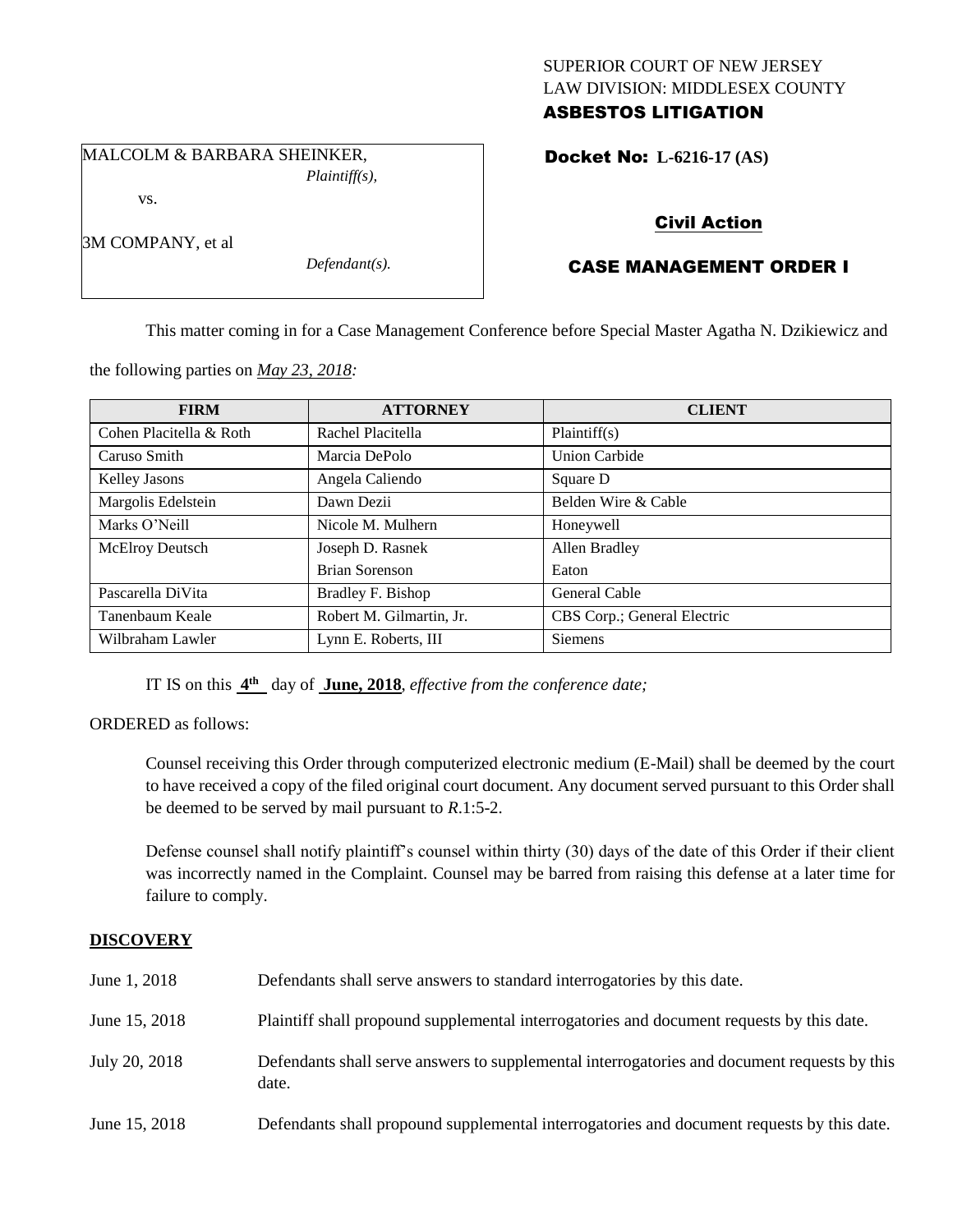SUPERIOR COURT OF NEW JERSEY
LAW DIVISION: MIDDLESEX COUNTY
**ASBESTOS LITIGATION**

MALCOLM & BARBARA SHEINKER,
*Plaintiff(s),*

vs.

3M COMPANY, et al
*Defendant(s).*

**Docket No: L-6216-17 (AS)**

**Civil Action**

**CASE MANAGEMENT ORDER I**

This matter coming in for a Case Management Conference before Special Master Agatha N. Dzikiewicz and the following parties on *May 23, 2018:*

| FIRM | ATTORNEY | CLIENT |
|---|---|---|
| Cohen Placitella & Roth | Rachel Placitella | Plaintiff(s) |
| Caruso Smith | Marcia DePolo | Union Carbide |
| Kelley Jasons | Angela Caliendo | Square D |
| Margolis Edelstein | Dawn Dezii | Belden Wire & Cable |
| Marks O'Neill | Nicole M. Mulhern | Honeywell |
| McElroy Deutsch | Joseph D. Rasnek | Allen Bradley |
| | Brian Sorenson | Eaton |
| Pascarella DiVita | Bradley F. Bishop | General Cable |
| Tanenbaum Keale | Robert M. Gilmartin, Jr. | CBS Corp.; General Electric |
| Wilbraham Lawler | Lynn E. Roberts, III | Siemens |

IT IS on this **4th** day of **June, 2018**, *effective from the conference date;*

ORDERED as follows:

Counsel receiving this Order through computerized electronic medium (E-Mail) shall be deemed by the court to have received a copy of the filed original court document. Any document served pursuant to this Order shall be deemed to be served by mail pursuant to *R*.1:5-2.

Defense counsel shall notify plaintiff's counsel within thirty (30) days of the date of this Order if their client was incorrectly named in the Complaint. Counsel may be barred from raising this defense at a later time for failure to comply.

## DISCOVERY

| | |
|---|---|
| June 1, 2018 | Defendants shall serve answers to standard interrogatories by this date. |
| June 15, 2018 | Plaintiff shall propound supplemental interrogatories and document requests by this date. |
| July 20, 2018 | Defendants shall serve answers to supplemental interrogatories and document requests by this date. |
| June 15, 2018 | Defendants shall propound supplemental interrogatories and document requests by this date. |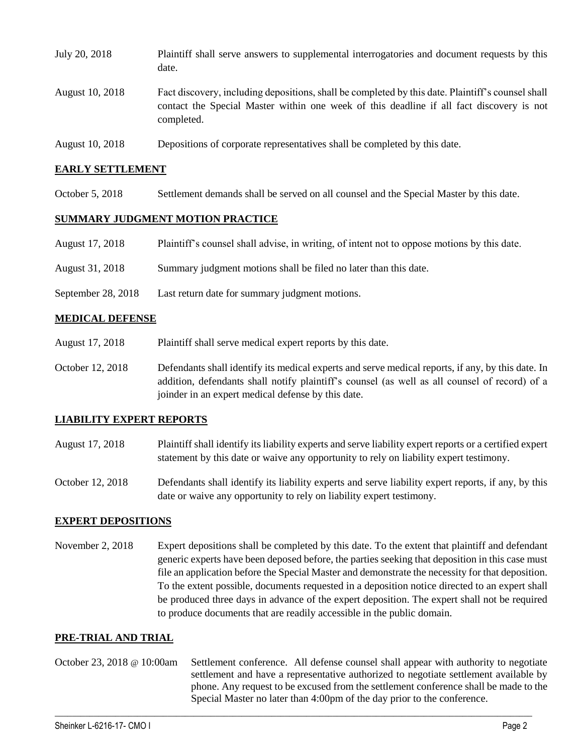| | |
|---|---|
| July 20, 2018 | Plaintiff shall serve answers to supplemental interrogatories and document requests by this date. |
| August 10, 2018 | Fact discovery, including depositions, shall be completed by this date. Plaintiff's counsel shall contact the Special Master within one week of this deadline if all fact discovery is not completed. |
| August 10, 2018 | Depositions of corporate representatives shall be completed by this date. |

## EARLY SETTLEMENT

| | |
|---|---|
| October 5, 2018 | Settlement demands shall be served on all counsel and the Special Master by this date. |

## SUMMARY JUDGMENT MOTION PRACTICE

| | |
|---|---|
| August 17, 2018 | Plaintiff's counsel shall advise, in writing, of intent not to oppose motions by this date. |
| August 31, 2018 | Summary judgment motions shall be filed no later than this date. |
| September 28, 2018 | Last return date for summary judgment motions. |

## MEDICAL DEFENSE

| | |
|---|---|
| August 17, 2018 | Plaintiff shall serve medical expert reports by this date. |
| October 12, 2018 | Defendants shall identify its medical experts and serve medical reports, if any, by this date. In addition, defendants shall notify plaintiff's counsel (as well as all counsel of record) of a joinder in an expert medical defense by this date. |

## LIABILITY EXPERT REPORTS

| | |
|---|---|
| August 17, 2018 | Plaintiff shall identify its liability experts and serve liability expert reports or a certified expert statement by this date or waive any opportunity to rely on liability expert testimony. |
| October 12, 2018 | Defendants shall identify its liability experts and serve liability expert reports, if any, by this date or waive any opportunity to rely on liability expert testimony. |

## EXPERT DEPOSITIONS

| | |
|---|---|
| November 2, 2018 | Expert depositions shall be completed by this date. To the extent that plaintiff and defendant generic experts have been deposed before, the parties seeking that deposition in this case must file an application before the Special Master and demonstrate the necessity for that deposition. To the extent possible, documents requested in a deposition notice directed to an expert shall be produced three days in advance of the expert deposition. The expert shall not be required to produce documents that are readily accessible in the public domain. |

## PRE-TRIAL AND TRIAL

| | |
|---|---|
| October 23, 2018 @ 10:00am | Settlement conference. All defense counsel shall appear with authority to negotiate settlement and have a representative authorized to negotiate settlement available by phone. Any request to be excused from the settlement conference shall be made to the Special Master no later than 4:00pm of the day prior to the conference. |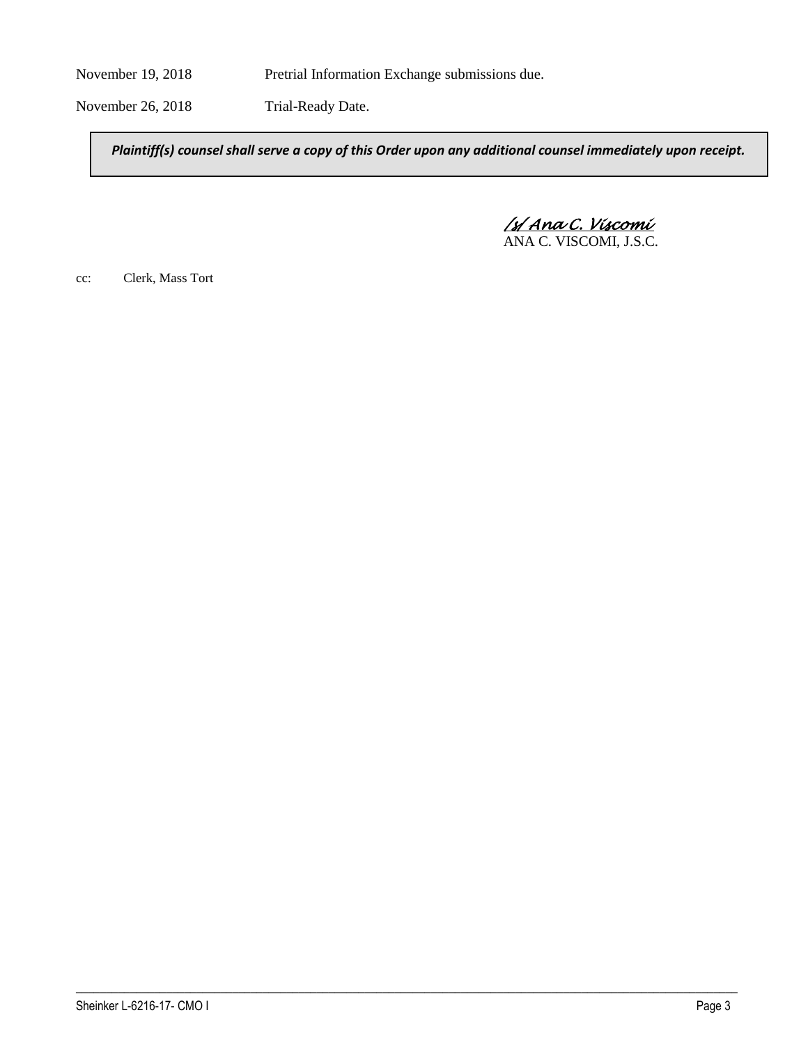| | |
|---|---|
| November 19, 2018 | Pretrial Information Exchange submissions due. |
| November 26, 2018 | Trial-Ready Date. |

***Plaintiff(s) counsel shall serve a copy of this Order upon any additional counsel immediately upon receipt.***

/s/ Ana C. Viscomi
ANA C. VISCOMI, J.S.C.

cc: Clerk, Mass Tort